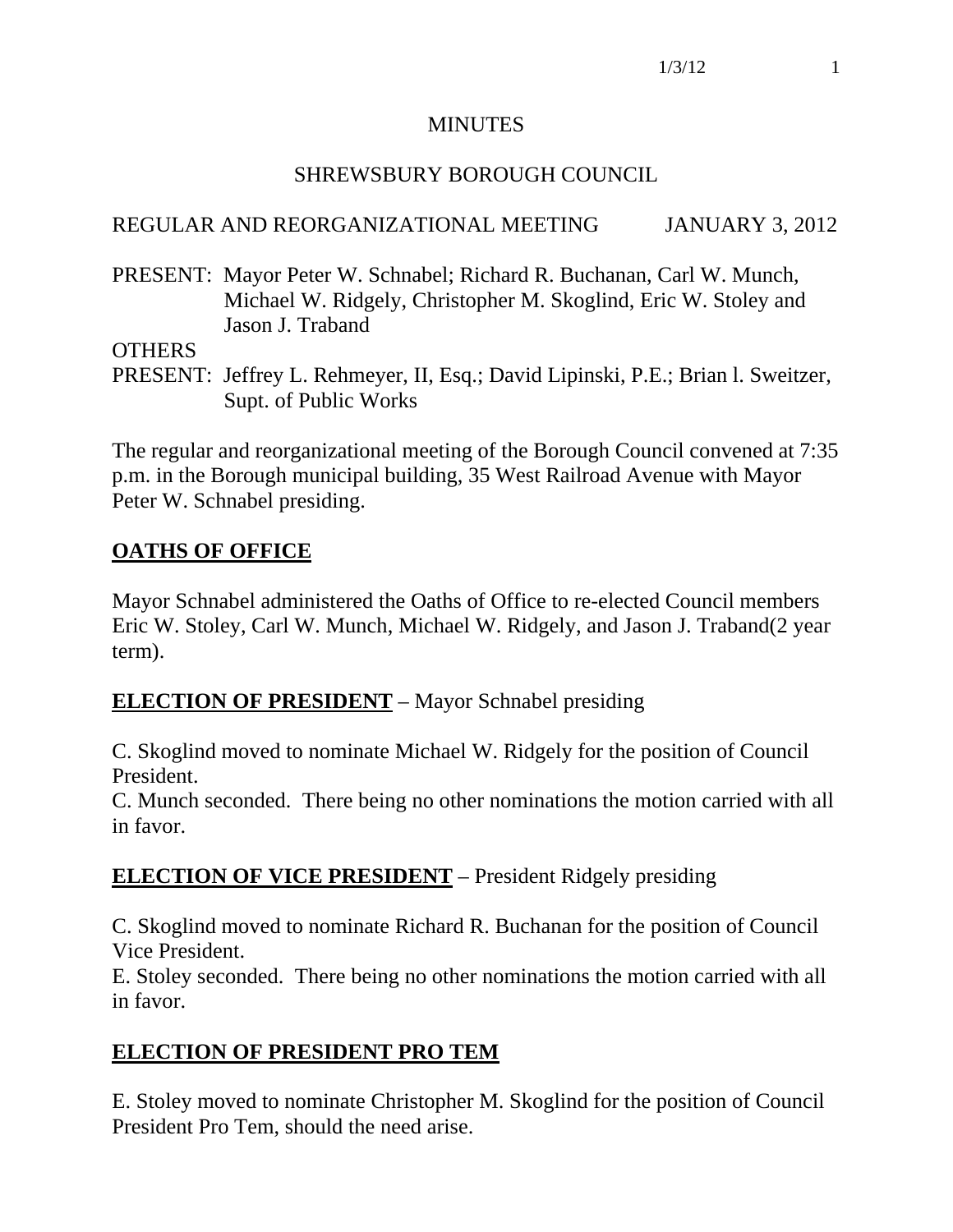MINUTES

SHREWSBURY BOROUGH COUNCIL

REGULAR AND REORGANIZATIONAL MEETING JANUARY 3, 2012

PRESENT: Mayor Peter W. Schnabel; Richard R. Buchanan, Carl W. Munch, Michael W. Ridgely, Christopher M. Skoglind, Eric W. Stoley and Jason J. Traband

OTHERS
PRESENT: Jeffrey L. Rehmeyer, II, Esq.; David Lipinski, P.E.; Brian l. Sweitzer, Supt. of Public Works

The regular and reorganizational meeting of the Borough Council convened at 7:35 p.m. in the Borough municipal building, 35 West Railroad Avenue with Mayor Peter W. Schnabel presiding.

## OATHS OF OFFICE

Mayor Schnabel administered the Oaths of Office to re-elected Council members Eric W. Stoley, Carl W. Munch, Michael W. Ridgely, and Jason J. Traband(2 year term).

## ELECTION OF PRESIDENT – Mayor Schnabel presiding

C. Skoglind moved to nominate Michael W. Ridgely for the position of Council President.
C. Munch seconded. There being no other nominations the motion carried with all in favor.

## ELECTION OF VICE PRESIDENT – President Ridgely presiding

C. Skoglind moved to nominate Richard R. Buchanan for the position of Council Vice President.
E. Stoley seconded. There being no other nominations the motion carried with all in favor.

## ELECTION OF PRESIDENT PRO TEM

E. Stoley moved to nominate Christopher M. Skoglind for the position of Council President Pro Tem, should the need arise.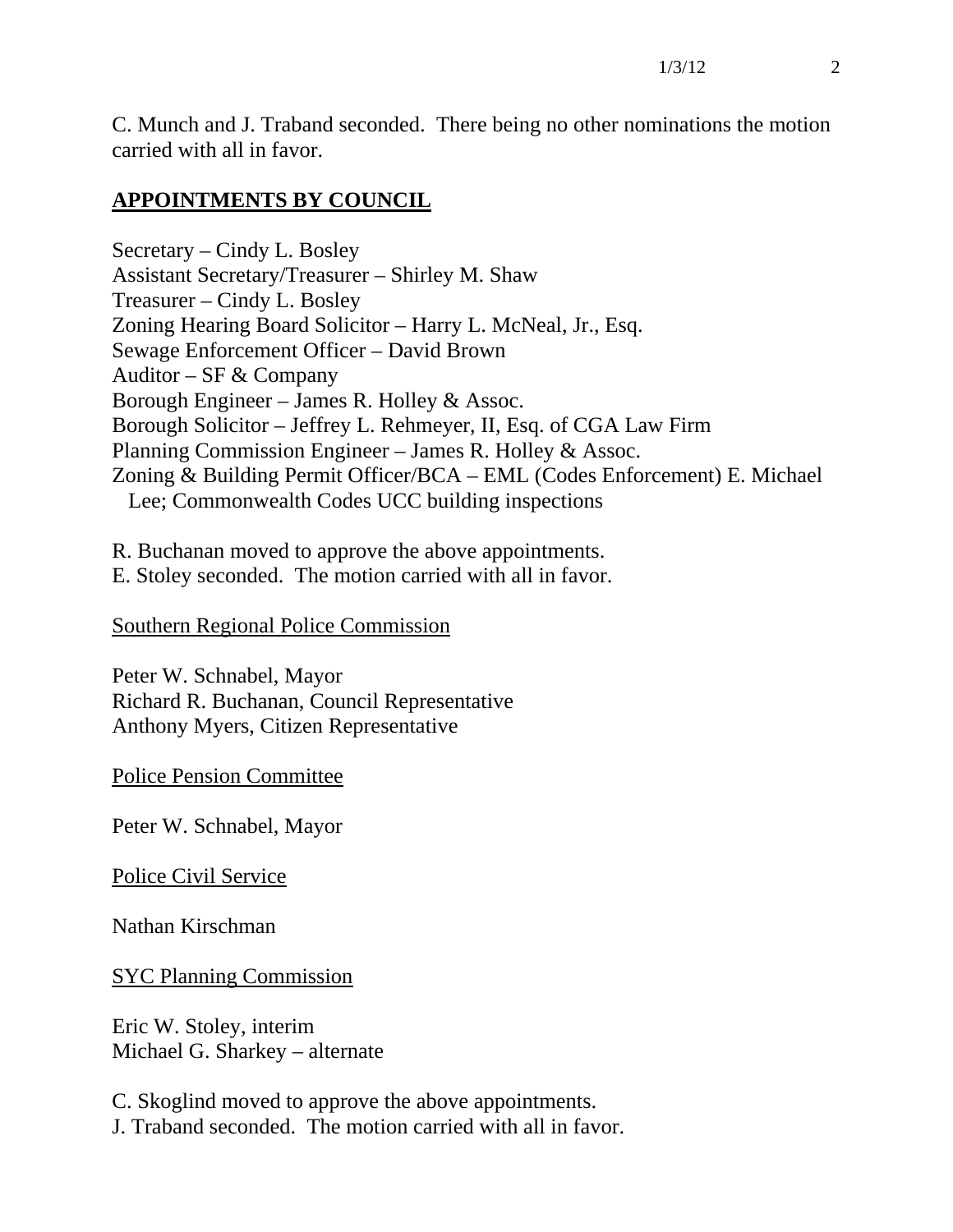C. Munch and J. Traband seconded. There being no other nominations the motion carried with all in favor.

## APPOINTMENTS BY COUNCIL

Secretary – Cindy L. Bosley
Assistant Secretary/Treasurer – Shirley M. Shaw
Treasurer – Cindy L. Bosley
Zoning Hearing Board Solicitor – Harry L. McNeal, Jr., Esq.
Sewage Enforcement Officer – David Brown
Auditor – SF & Company
Borough Engineer – James R. Holley & Assoc.
Borough Solicitor – Jeffrey L. Rehmeyer, II, Esq. of CGA Law Firm
Planning Commission Engineer – James R. Holley & Assoc.
Zoning & Building Permit Officer/BCA – EML (Codes Enforcement) E. Michael Lee; Commonwealth Codes UCC building inspections

R. Buchanan moved to approve the above appointments.
E. Stoley seconded. The motion carried with all in favor.

Southern Regional Police Commission

Peter W. Schnabel, Mayor
Richard R. Buchanan, Council Representative
Anthony Myers, Citizen Representative

Police Pension Committee

Peter W. Schnabel, Mayor

Police Civil Service

Nathan Kirschman

SYC Planning Commission

Eric W. Stoley, interim
Michael G. Sharkey – alternate

C. Skoglind moved to approve the above appointments.
J. Traband seconded. The motion carried with all in favor.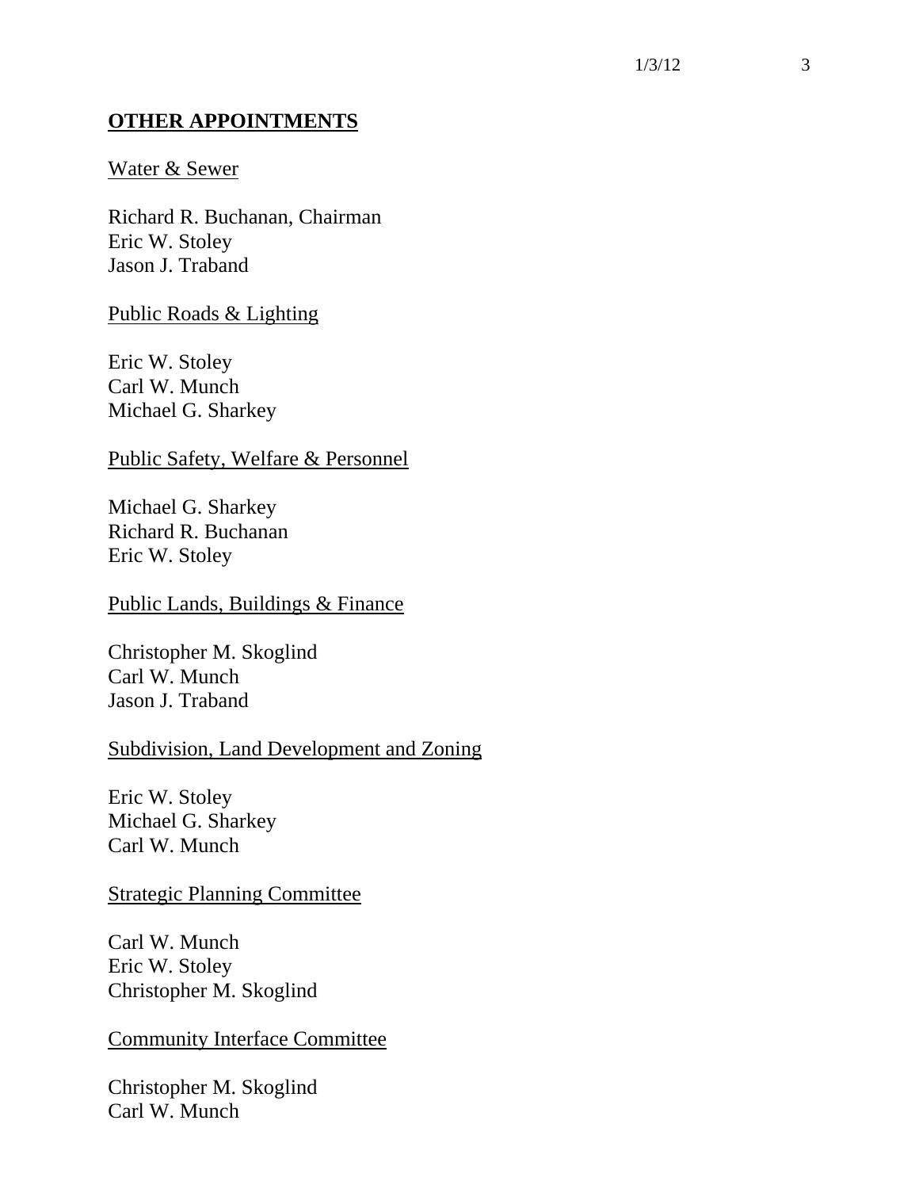## **OTHER APPOINTMENTS**

Water & Sewer

Richard R. Buchanan, Chairman
Eric W. Stoley
Jason J. Traband

Public Roads & Lighting

Eric W. Stoley
Carl W. Munch
Michael G. Sharkey

Public Safety, Welfare & Personnel

Michael G. Sharkey
Richard R. Buchanan
Eric W. Stoley

Public Lands, Buildings & Finance

Christopher M. Skoglind
Carl W. Munch
Jason J. Traband

Subdivision, Land Development and Zoning

Eric W. Stoley
Michael G. Sharkey
Carl W. Munch

Strategic Planning Committee

Carl W. Munch
Eric W. Stoley
Christopher M. Skoglind

Community Interface Committee

Christopher M. Skoglind
Carl W. Munch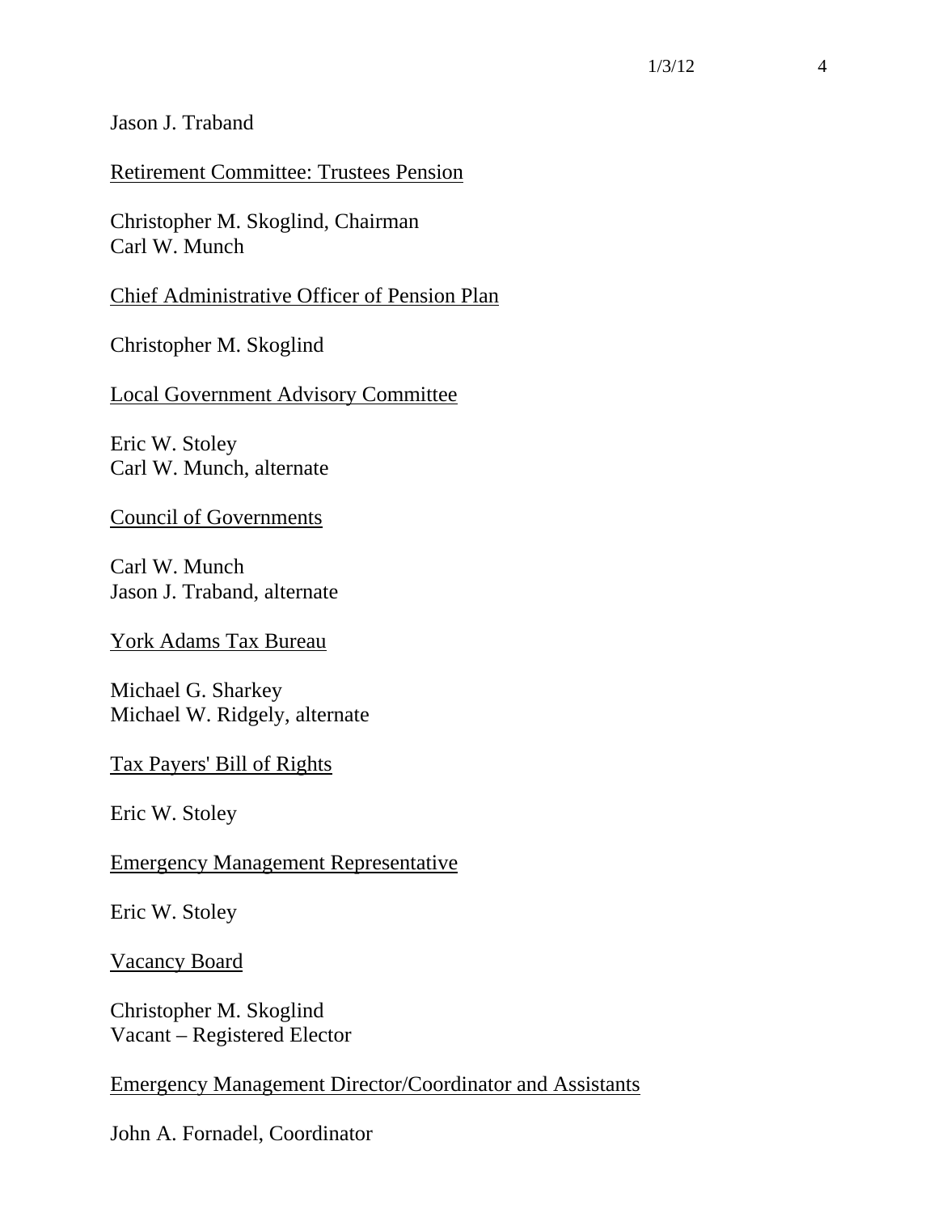Jason J. Traband

<u>Retirement Committee: Trustees Pension</u>

Christopher M. Skoglind, Chairman
Carl W. Munch

<u>Chief Administrative Officer of Pension Plan</u>

Christopher M. Skoglind

<u>Local Government Advisory Committee</u>

Eric W. Stoley
Carl W. Munch, alternate

<u>Council of Governments</u>

Carl W. Munch
Jason J. Traband, alternate

<u>York Adams Tax Bureau</u>

Michael G. Sharkey
Michael W. Ridgely, alternate

<u>Tax Payers' Bill of Rights</u>

Eric W. Stoley

<u>Emergency Management Representative</u>

Eric W. Stoley

<u>Vacancy Board</u>

Christopher M. Skoglind
Vacant – Registered Elector

<u>Emergency Management Director/Coordinator and Assistants</u>

John A. Fornadel, Coordinator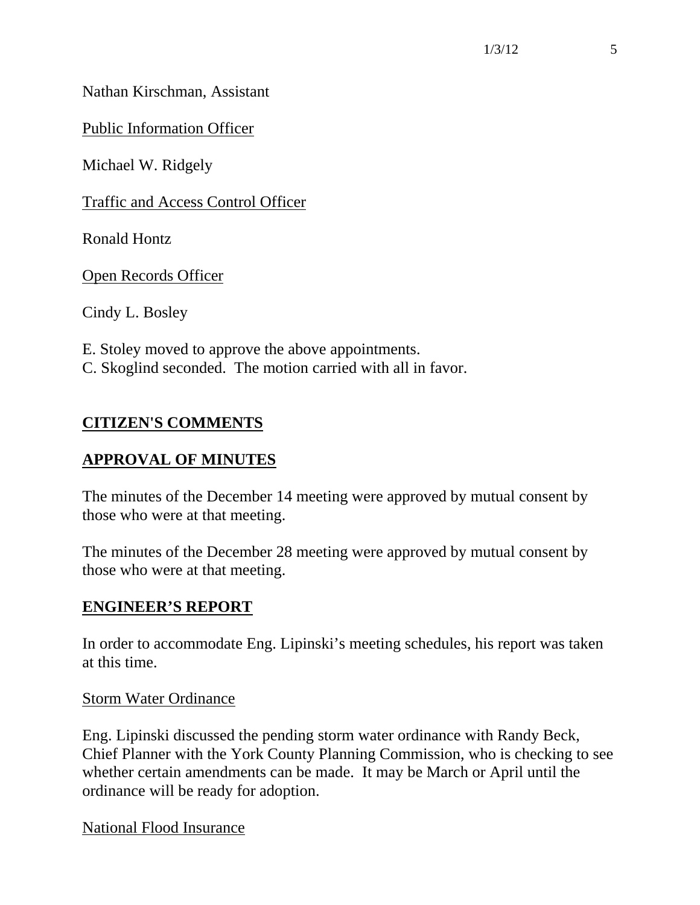Nathan Kirschman, Assistant

Public Information Officer

Michael W. Ridgely

Traffic and Access Control Officer

Ronald Hontz

Open Records Officer

Cindy L. Bosley

E. Stoley moved to approve the above appointments.
C. Skoglind seconded. The motion carried with all in favor.

## CITIZEN'S COMMENTS

## APPROVAL OF MINUTES

The minutes of the December 14 meeting were approved by mutual consent by those who were at that meeting.

The minutes of the December 28 meeting were approved by mutual consent by those who were at that meeting.

## ENGINEER'S REPORT

In order to accommodate Eng. Lipinski's meeting schedules, his report was taken at this time.

Storm Water Ordinance

Eng. Lipinski discussed the pending storm water ordinance with Randy Beck, Chief Planner with the York County Planning Commission, who is checking to see whether certain amendments can be made. It may be March or April until the ordinance will be ready for adoption.

National Flood Insurance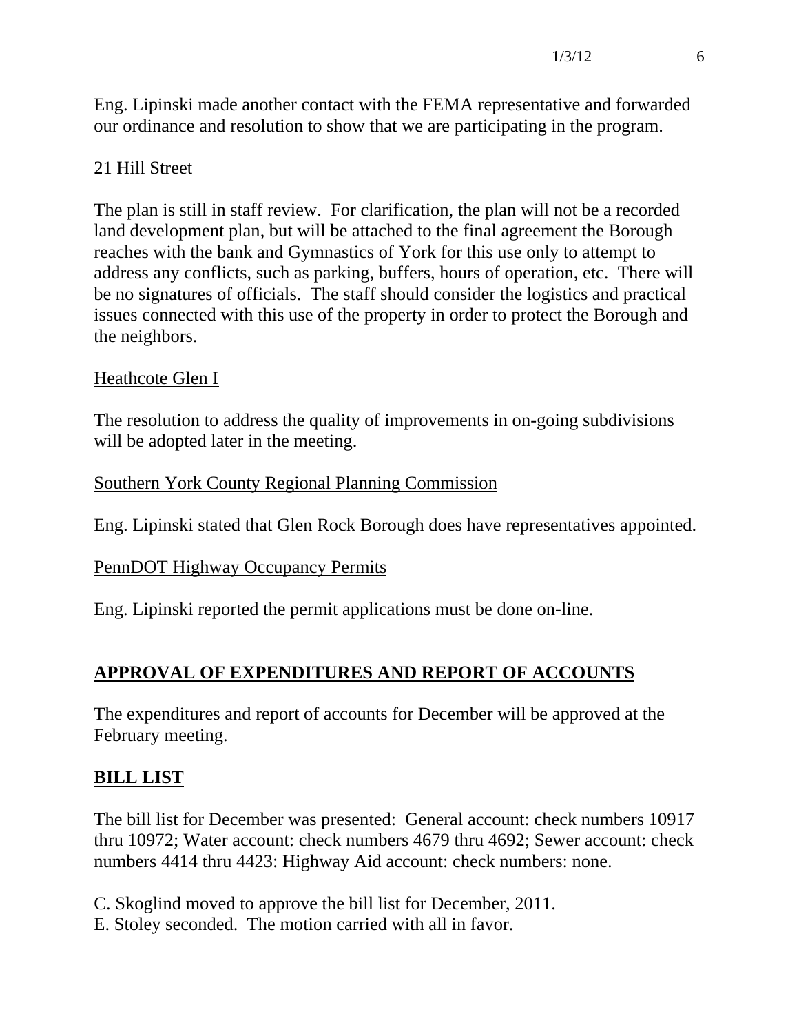Eng. Lipinski made another contact with the FEMA representative and forwarded our ordinance and resolution to show that we are participating in the program.

<u>21 Hill Street</u>

The plan is still in staff review. For clarification, the plan will not be a recorded land development plan, but will be attached to the final agreement the Borough reaches with the bank and Gymnastics of York for this use only to attempt to address any conflicts, such as parking, buffers, hours of operation, etc. There will be no signatures of officials. The staff should consider the logistics and practical issues connected with this use of the property in order to protect the Borough and the neighbors.

<u>Heathcote Glen I</u>

The resolution to address the quality of improvements in on-going subdivisions will be adopted later in the meeting.

<u>Southern York County Regional Planning Commission</u>

Eng. Lipinski stated that Glen Rock Borough does have representatives appointed.

<u>PennDOT Highway Occupancy Permits</u>

Eng. Lipinski reported the permit applications must be done on-line.

## APPROVAL OF EXPENDITURES AND REPORT OF ACCOUNTS

The expenditures and report of accounts for December will be approved at the February meeting.

## BILL LIST

The bill list for December was presented: General account: check numbers 10917 thru 10972; Water account: check numbers 4679 thru 4692; Sewer account: check numbers 4414 thru 4423: Highway Aid account: check numbers: none.

C. Skoglind moved to approve the bill list for December, 2011.
E. Stoley seconded. The motion carried with all in favor.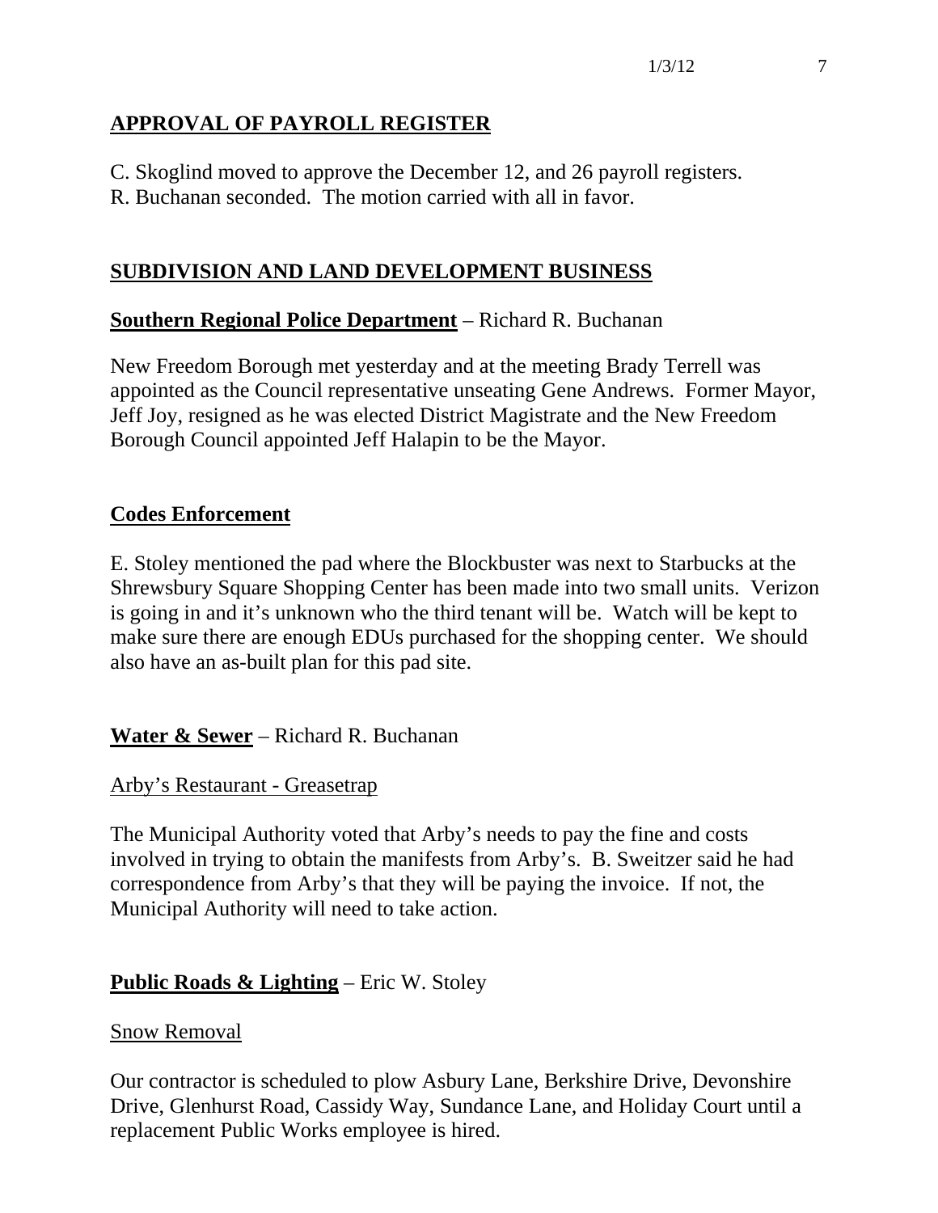## APPROVAL OF PAYROLL REGISTER

C. Skoglind moved to approve the December 12, and 26 payroll registers. R. Buchanan seconded. The motion carried with all in favor.

## SUBDIVISION AND LAND DEVELOPMENT BUSINESS

**Southern Regional Police Department** – Richard R. Buchanan

New Freedom Borough met yesterday and at the meeting Brady Terrell was appointed as the Council representative unseating Gene Andrews. Former Mayor, Jeff Joy, resigned as he was elected District Magistrate and the New Freedom Borough Council appointed Jeff Halapin to be the Mayor.

**Codes Enforcement**

E. Stoley mentioned the pad where the Blockbuster was next to Starbucks at the Shrewsbury Square Shopping Center has been made into two small units. Verizon is going in and it's unknown who the third tenant will be. Watch will be kept to make sure there are enough EDUs purchased for the shopping center. We should also have an as-built plan for this pad site.

**Water & Sewer** – Richard R. Buchanan

Arby's Restaurant - Greasetrap

The Municipal Authority voted that Arby's needs to pay the fine and costs involved in trying to obtain the manifests from Arby's. B. Sweitzer said he had correspondence from Arby's that they will be paying the invoice. If not, the Municipal Authority will need to take action.

**Public Roads & Lighting** – Eric W. Stoley

Snow Removal

Our contractor is scheduled to plow Asbury Lane, Berkshire Drive, Devonshire Drive, Glenhurst Road, Cassidy Way, Sundance Lane, and Holiday Court until a replacement Public Works employee is hired.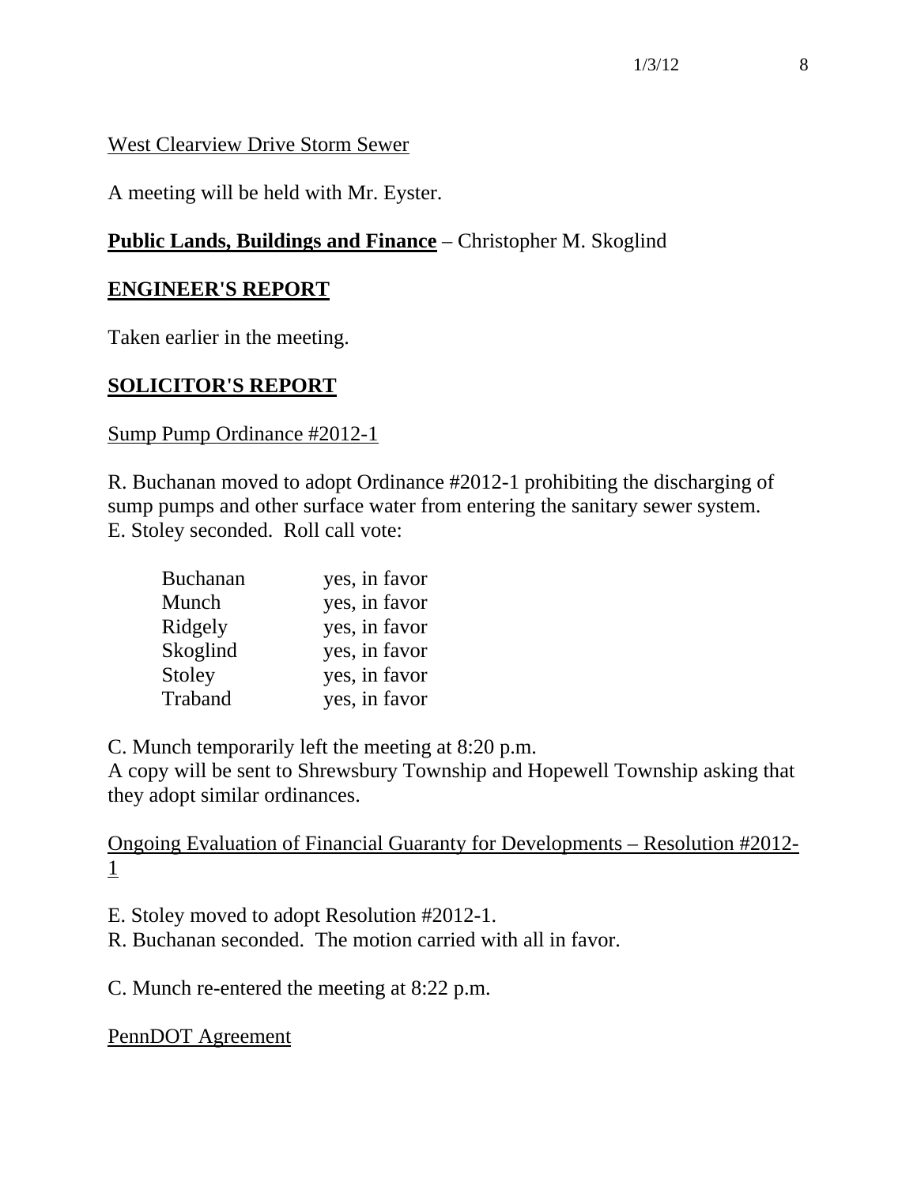West Clearview Drive Storm Sewer

A meeting will be held with Mr. Eyster.

**Public Lands, Buildings and Finance** – Christopher M. Skoglind

## ENGINEER'S REPORT

Taken earlier in the meeting.

## SOLICITOR'S REPORT

Sump Pump Ordinance #2012-1

R. Buchanan moved to adopt Ordinance #2012-1 prohibiting the discharging of sump pumps and other surface water from entering the sanitary sewer system. E. Stoley seconded. Roll call vote:

| | |
|---|---|
| Buchanan | yes, in favor |
| Munch | yes, in favor |
| Ridgely | yes, in favor |
| Skoglind | yes, in favor |
| Stoley | yes, in favor |
| Traband | yes, in favor |

C. Munch temporarily left the meeting at 8:20 p.m.
A copy will be sent to Shrewsbury Township and Hopewell Township asking that they adopt similar ordinances.

Ongoing Evaluation of Financial Guaranty for Developments – Resolution #2012-1

E. Stoley moved to adopt Resolution #2012-1.
R. Buchanan seconded. The motion carried with all in favor.

C. Munch re-entered the meeting at 8:22 p.m.

PennDOT Agreement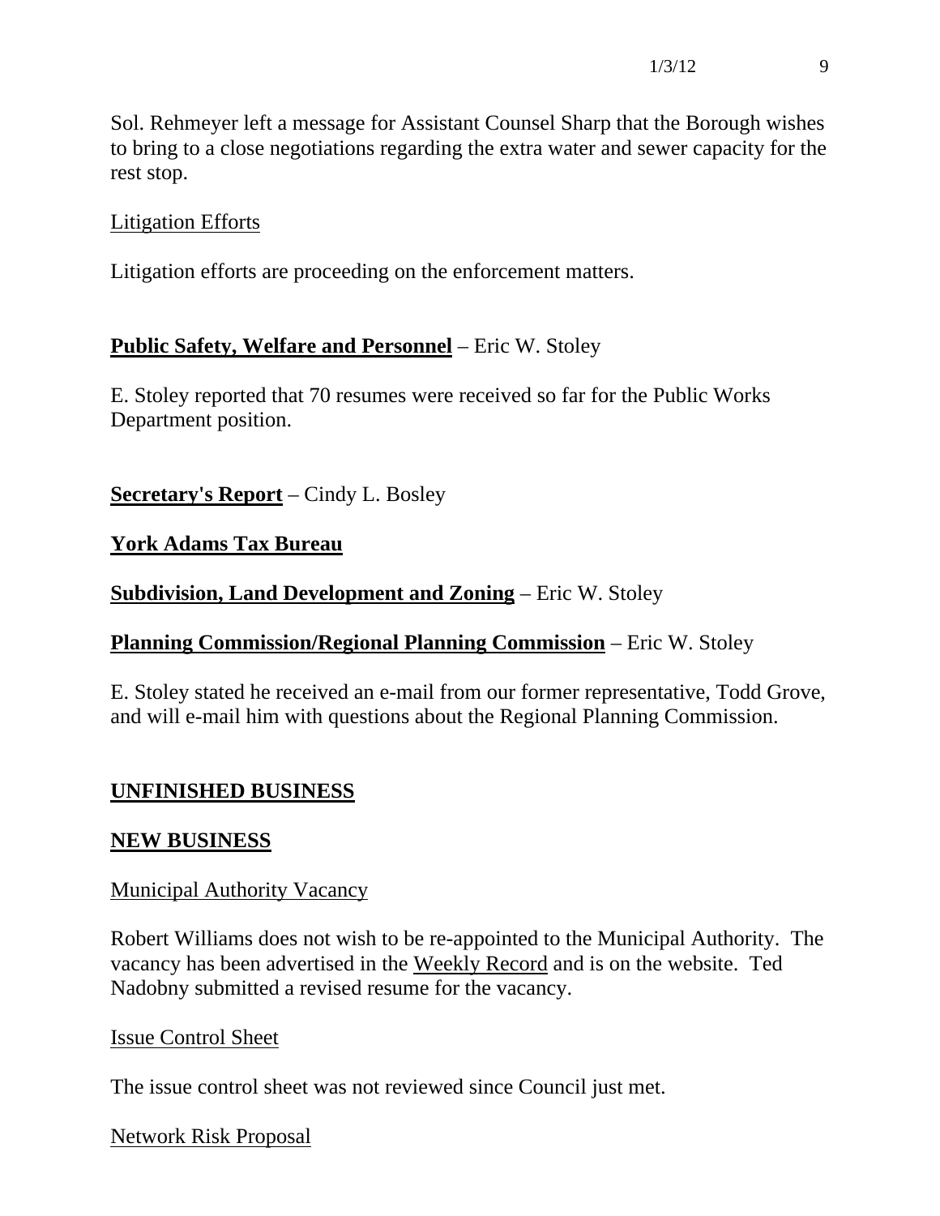Sol. Rehmeyer left a message for Assistant Counsel Sharp that the Borough wishes to bring to a close negotiations regarding the extra water and sewer capacity for the rest stop.

Litigation Efforts

Litigation efforts are proceeding on the enforcement matters.

**Public Safety, Welfare and Personnel** – Eric W. Stoley

E. Stoley reported that 70 resumes were received so far for the Public Works Department position.

**Secretary's Report** – Cindy L. Bosley

**York Adams Tax Bureau**

**Subdivision, Land Development and Zoning** – Eric W. Stoley

**Planning Commission/Regional Planning Commission** – Eric W. Stoley

E. Stoley stated he received an e-mail from our former representative, Todd Grove, and will e-mail him with questions about the Regional Planning Commission.

## UNFINISHED BUSINESS

## NEW BUSINESS

Municipal Authority Vacancy

Robert Williams does not wish to be re-appointed to the Municipal Authority. The vacancy has been advertised in the Weekly Record and is on the website. Ted Nadobny submitted a revised resume for the vacancy.

Issue Control Sheet

The issue control sheet was not reviewed since Council just met.

Network Risk Proposal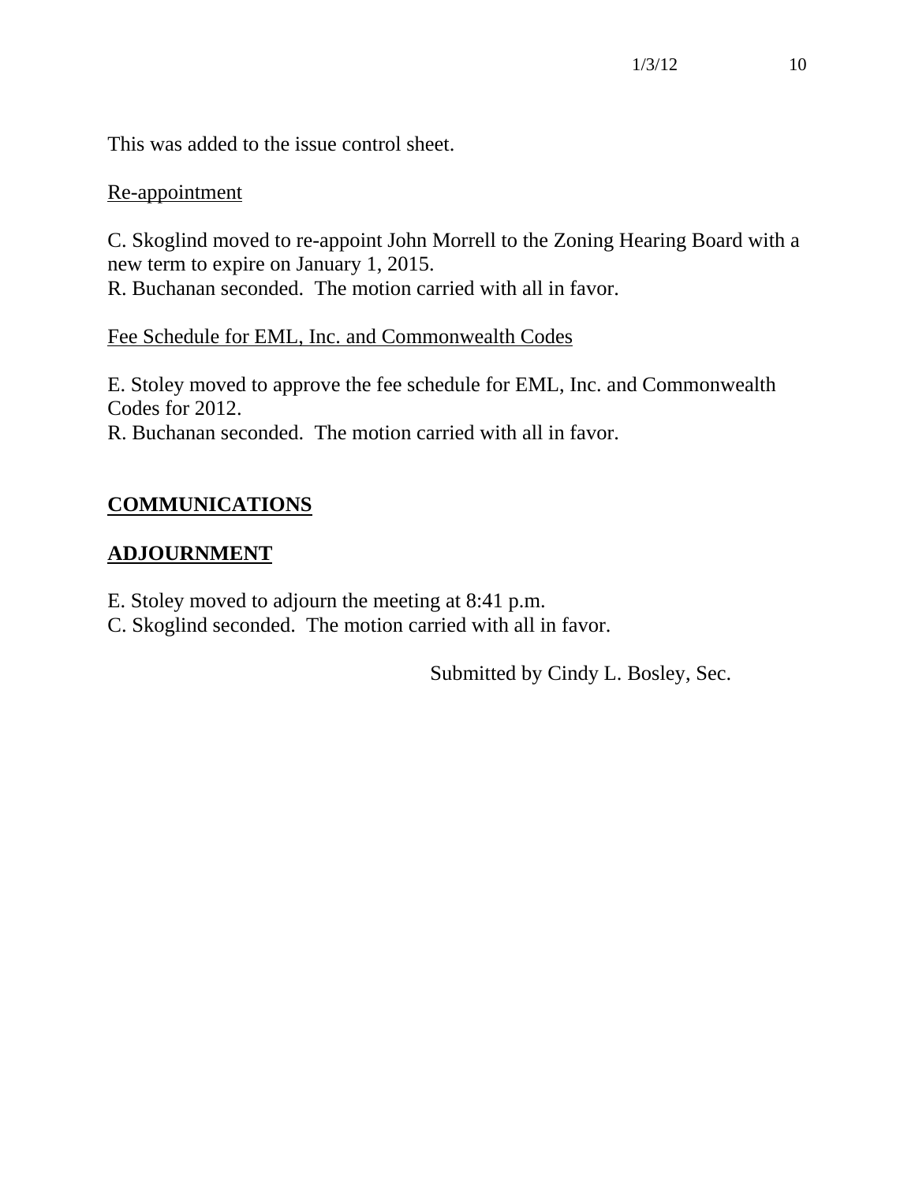This was added to the issue control sheet.

Re-appointment

C. Skoglind moved to re-appoint John Morrell to the Zoning Hearing Board with a new term to expire on January 1, 2015.
R. Buchanan seconded. The motion carried with all in favor.

Fee Schedule for EML, Inc. and Commonwealth Codes

E. Stoley moved to approve the fee schedule for EML, Inc. and Commonwealth Codes for 2012.
R. Buchanan seconded. The motion carried with all in favor.

## COMMUNICATIONS

## ADJOURNMENT

E. Stoley moved to adjourn the meeting at 8:41 p.m.
C. Skoglind seconded. The motion carried with all in favor.

Submitted by Cindy L. Bosley, Sec.